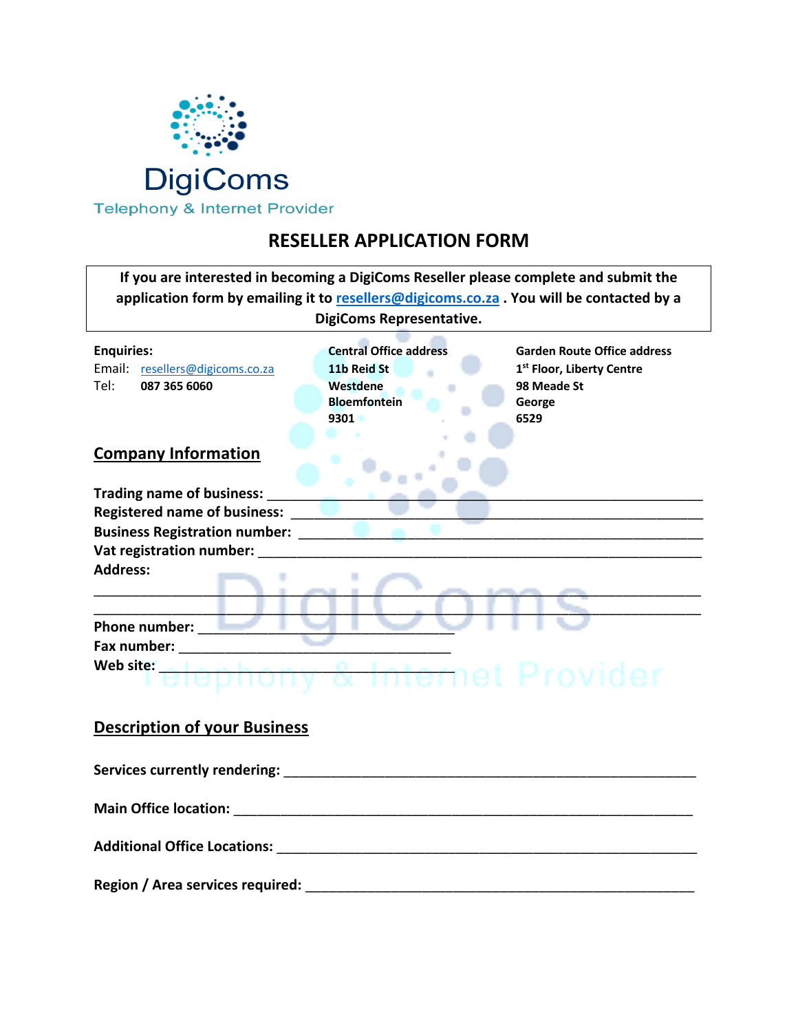DigiComs

Telephony & Internet Provider

# RESELLER APPLICATION FORM

**If you are interested in becoming a DigiComs Reseller please complete and submit the application form by emailing it to resellers@digicoms.co.za . You will be contacted by a DigiComs Representative.**

**Enquiries:**
Email: resellers@digicoms.co.za
Tel: **087 365 6060**

**Central Office address**
**11b Reid St**
**Westdene**
**Bloemfontein**
**9301**

**Garden Route Office address**
**1st Floor, Liberty Centre**
**98 Meade St**
**George**
**6529**

## Company Information

**Trading name of business:** ______________________________________________________________

**Registered name of business:** ___________________________________________________________

**Business Registration number:** __________________________________________________________

**Vat registration number:** _______________________________________________________________

**Address:**

______________________________________________________________________________

______________________________________________________________________________

**Phone number:** ____________________________________

**Fax number:** ______________________________________

**Web site:** ________________________________________

## Description of your Business

**Services currently rendering:** ____________________________________________________________

**Main Office location:** _________________________________________________________________

**Additional Office Locations:** ____________________________________________________________

**Region / Area services required:** _________________________________________________________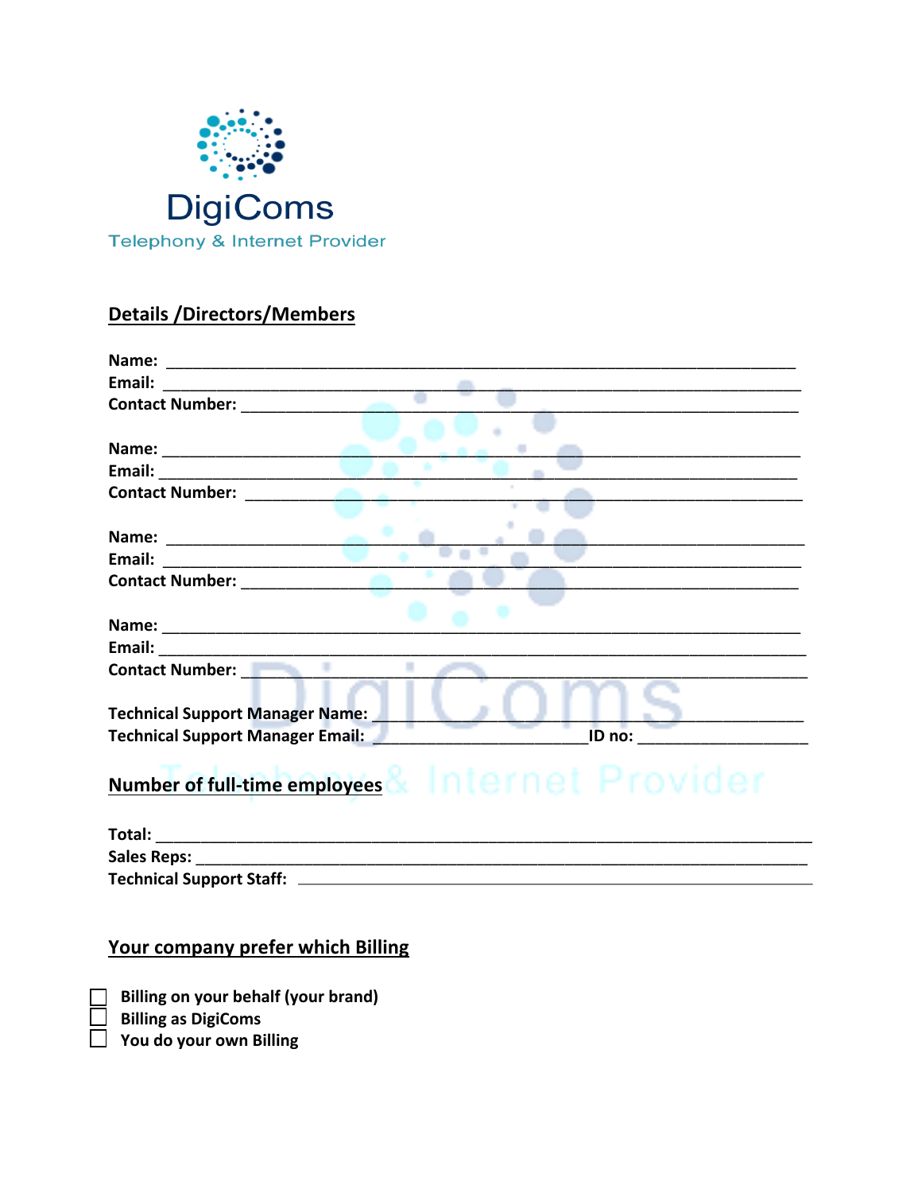DigiComs

Telephony & Internet Provider

## Details /Directors/Members

**Name:** ___________________________________________________________________________
**Email:** ___________________________________________________________________________
**Contact Number:** ___________________________________________________________________

**Name:** ___________________________________________________________________________
**Email:** ___________________________________________________________________________
**Contact Number:** ___________________________________________________________________

**Name:** ___________________________________________________________________________
**Email:** ___________________________________________________________________________
**Contact Number:** ___________________________________________________________________

**Name:** ___________________________________________________________________________
**Email:** ___________________________________________________________________________
**Contact Number:** ___________________________________________________________________

**Technical Support Manager Name:** __________________________________________________
**Technical Support Manager Email:** ___________________________ **ID no:** ________________

## Number of full-time employees

**Total:** ___________________________________________________________________________
**Sales Reps:** _______________________________________________________________________
**Technical Support Staff:** ____________________________________________________________

## Your company prefer which Billing

- ☐ **Billing on your behalf (your brand)**
- ☐ **Billing as DigiComs**
- ☐ **You do your own Billing**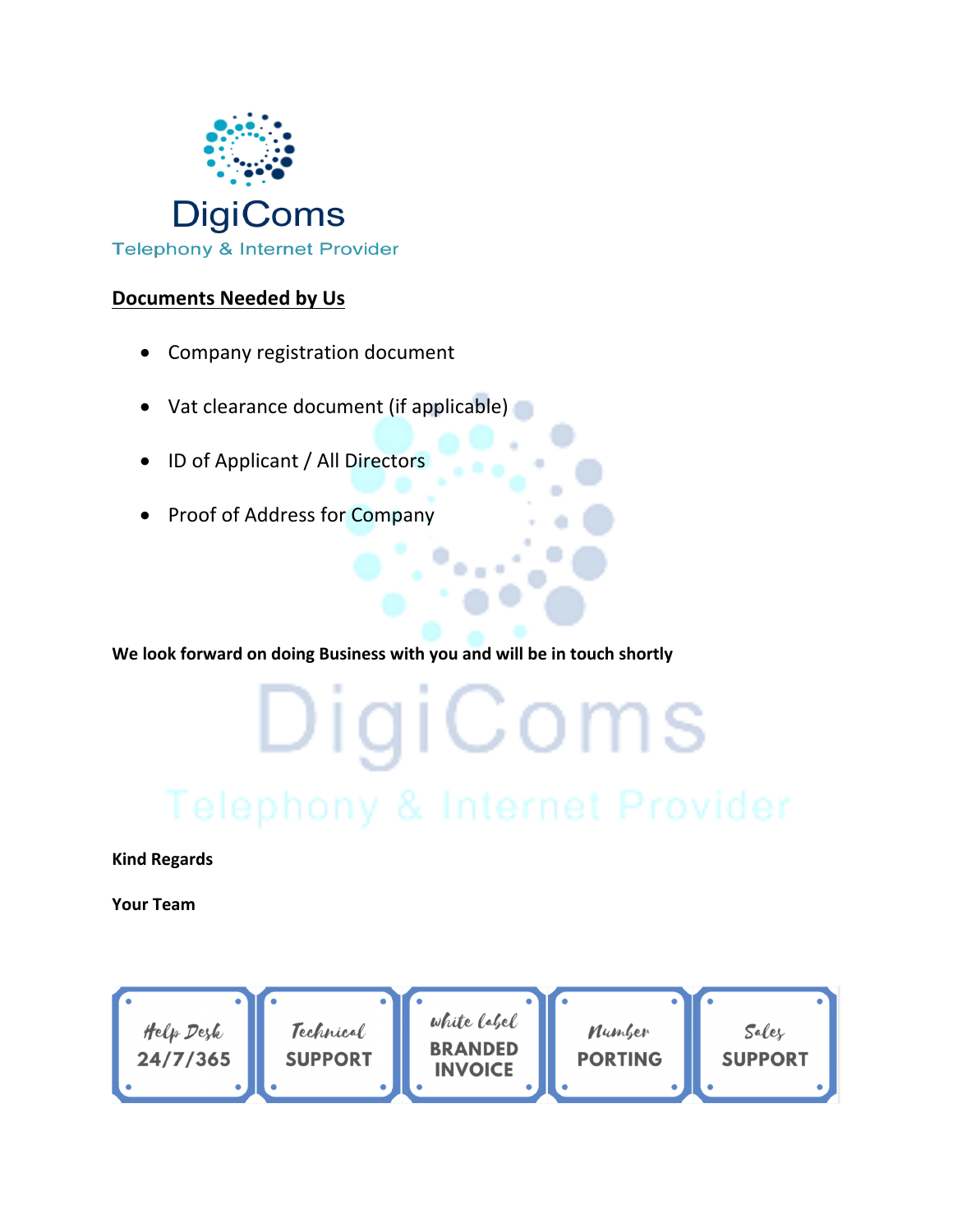DigiComs

Telephony & Internet Provider

**Documents Needed by Us**

- Company registration document
- Vat clearance document (if applicable)
- ID of Applicant / All Directors
- Proof of Address for Company

**We look forward on doing Business with you and will be in touch shortly**

**Kind Regards**

**Your Team**

Help Desk 24/7/365

Technical SUPPORT

White Label BRANDED INVOICE

Number PORTING

Sales SUPPORT